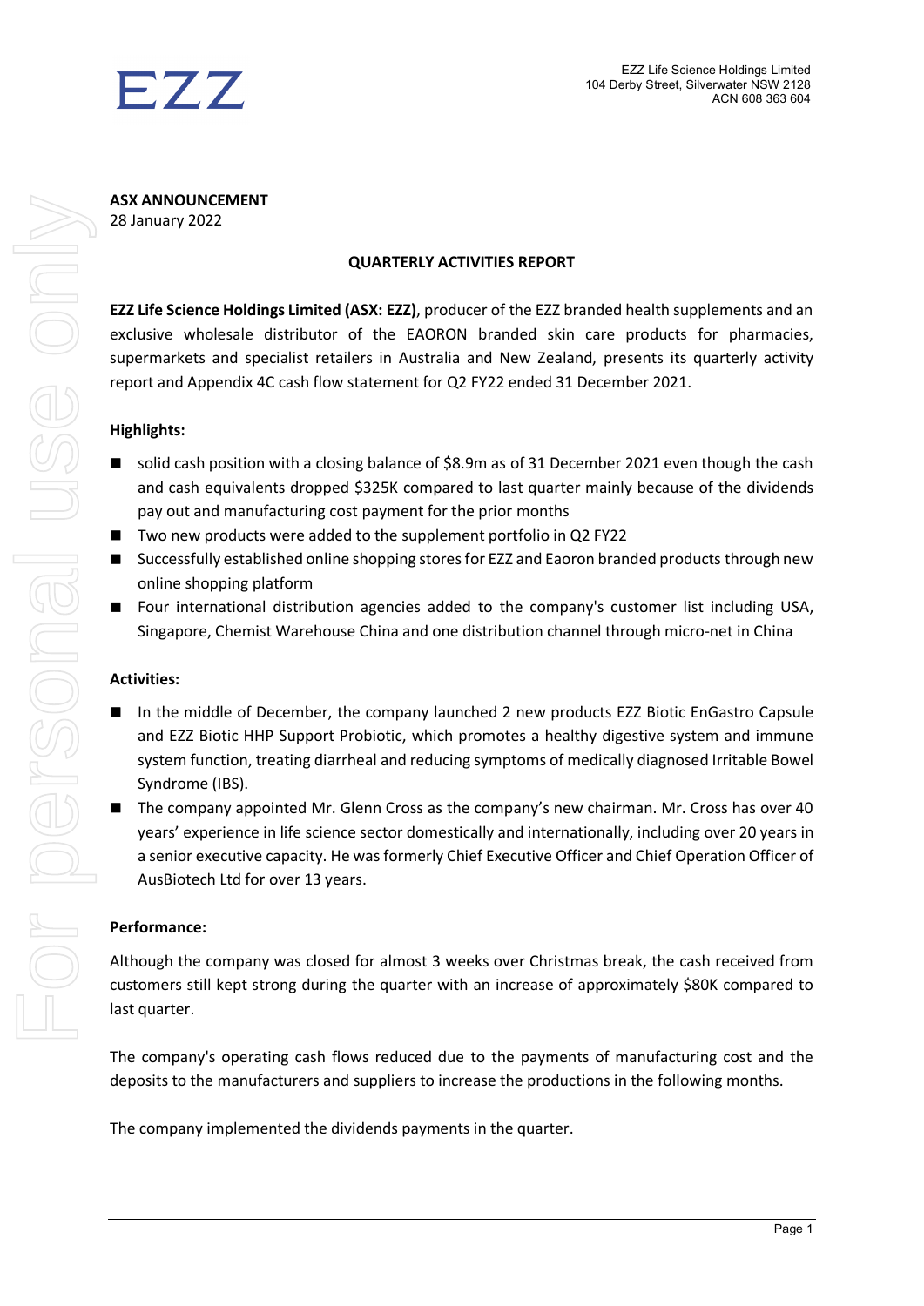EZZ

EZZ Life Science Holdings Limited
104 Derby Street, Silverwater NSW 2128
ACN 608 363 604

**ASX ANNOUNCEMENT**
28 January 2022

## QUARTERLY ACTIVITIES REPORT

**EZZ Life Science Holdings Limited (ASX: EZZ)**, producer of the EZZ branded health supplements and an exclusive wholesale distributor of the EAORON branded skin care products for pharmacies, supermarkets and specialist retailers in Australia and New Zealand, presents its quarterly activity report and Appendix 4C cash flow statement for Q2 FY22 ended 31 December 2021.

### Highlights:

- solid cash position with a closing balance of $8.9m as of 31 December 2021 even though the cash and cash equivalents dropped $325K compared to last quarter mainly because of the dividends pay out and manufacturing cost payment for the prior months
- Two new products were added to the supplement portfolio in Q2 FY22
- Successfully established online shopping stores for EZZ and Eaoron branded products through new online shopping platform
- Four international distribution agencies added to the company's customer list including USA, Singapore, Chemist Warehouse China and one distribution channel through micro-net in China

### Activities:

- In the middle of December, the company launched 2 new products EZZ Biotic EnGastro Capsule and EZZ Biotic HHP Support Probiotic, which promotes a healthy digestive system and immune system function, treating diarrheal and reducing symptoms of medically diagnosed Irritable Bowel Syndrome (IBS).
- The company appointed Mr. Glenn Cross as the company's new chairman. Mr. Cross has over 40 years' experience in life science sector domestically and internationally, including over 20 years in a senior executive capacity. He was formerly Chief Executive Officer and Chief Operation Officer of AusBiotech Ltd for over 13 years.

### Performance:

Although the company was closed for almost 3 weeks over Christmas break, the cash received from customers still kept strong during the quarter with an increase of approximately $80K compared to last quarter.

The company's operating cash flows reduced due to the payments of manufacturing cost and the deposits to the manufacturers and suppliers to increase the productions in the following months.

The company implemented the dividends payments in the quarter.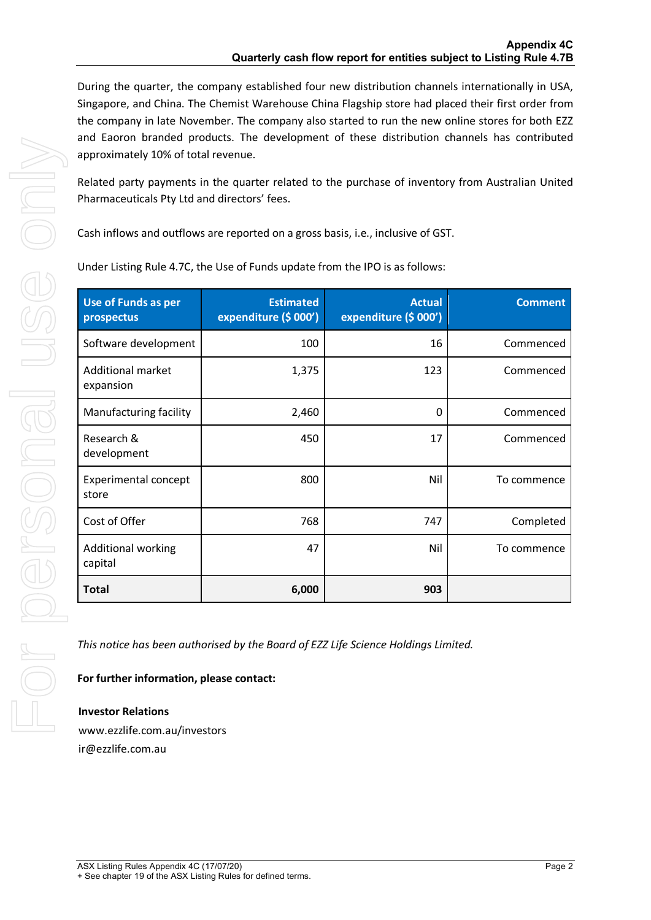During the quarter, the company established four new distribution channels internationally in USA, Singapore, and China. The Chemist Warehouse China Flagship store had placed their first order from the company in late November. The company also started to run the new online stores for both EZZ and Eaoron branded products. The development of these distribution channels has contributed approximately 10% of total revenue.

Related party payments in the quarter related to the purchase of inventory from Australian United Pharmaceuticals Pty Ltd and directors' fees.

Cash inflows and outflows are reported on a gross basis, i.e., inclusive of GST.

Under Listing Rule 4.7C, the Use of Funds update from the IPO is as follows:

| Use of Funds as per prospectus | Estimated expenditure ($ 000') | Actual expenditure ($ 000') | Comment |
|---|---:|---:|---:|
| Software development | 100 | 16 | Commenced |
| Additional market expansion | 1,375 | 123 | Commenced |
| Manufacturing facility | 2,460 | 0 | Commenced |
| Research & development | 450 | 17 | Commenced |
| Experimental concept store | 800 | Nil | To commence |
| Cost of Offer | 768 | 747 | Completed |
| Additional working capital | 47 | Nil | To commence |
| **Total** | **6,000** | **903** | |

*This notice has been authorised by the Board of EZZ Life Science Holdings Limited.*

**For further information, please contact:**

**Investor Relations**
www.ezzlife.com.au/investors
ir@ezzlife.com.au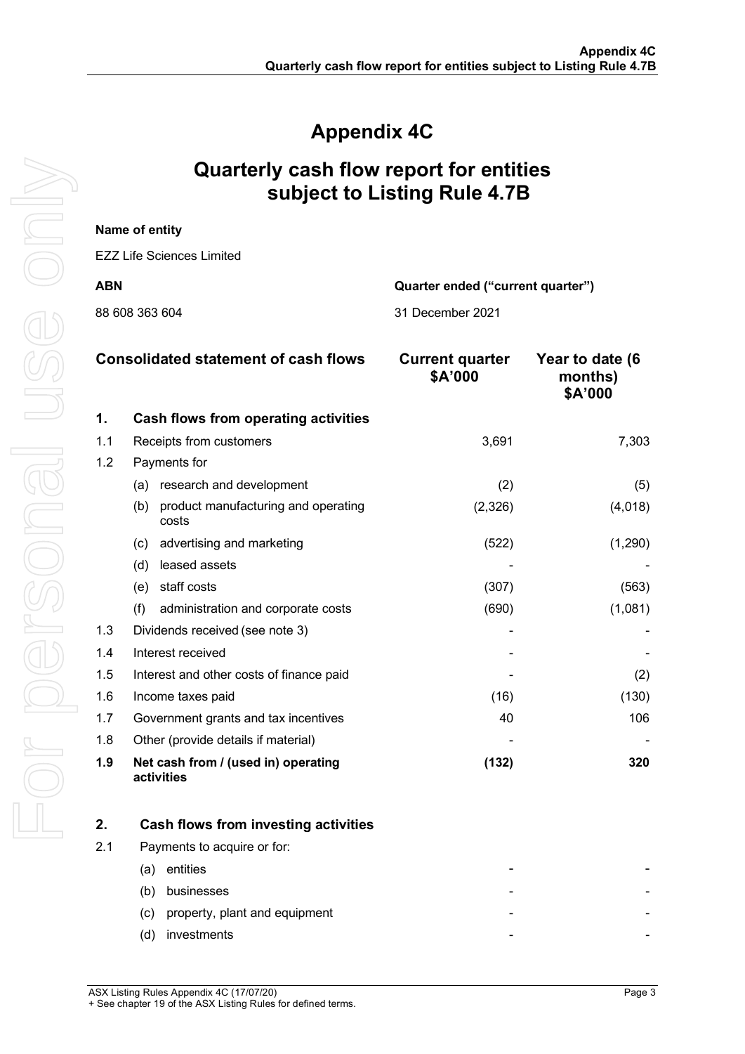# Appendix 4C

# Quarterly cash flow report for entities subject to Listing Rule 4.7B

**Name of entity**

EZZ Life Sciences Limited

| ABN | Quarter ended ("current quarter") |
|---|---|
| 88 608 363 604 | 31 December 2021 |

| | Consolidated statement of cash flows | Current quarter $A'000 | Year to date (6 months) $A'000 |
|---|---|---|---|
| **1.** | **Cash flows from operating activities** | | |
| 1.1 | Receipts from customers | 3,691 | 7,303 |
| 1.2 | Payments for | | |
| | (a) research and development | (2) | (5) |
| | (b) product manufacturing and operating costs | (2,326) | (4,018) |
| | (c) advertising and marketing | (522) | (1,290) |
| | (d) leased assets | - | - |
| | (e) staff costs | (307) | (563) |
| | (f) administration and corporate costs | (690) | (1,081) |
| 1.3 | Dividends received (see note 3) | - | - |
| 1.4 | Interest received | - | - |
| 1.5 | Interest and other costs of finance paid | - | (2) |
| 1.6 | Income taxes paid | (16) | (130) |
| 1.7 | Government grants and tax incentives | 40 | 106 |
| 1.8 | Other (provide details if material) | - | - |
| **1.9** | **Net cash from / (used in) operating activities** | **(132)** | **320** |
| | | | |
| **2.** | **Cash flows from investing activities** | | |
| 2.1 | Payments to acquire or for: | | |
| | (a) entities | - | - |
| | (b) businesses | - | - |
| | (c) property, plant and equipment | - | - |
| | (d) investments | - | - |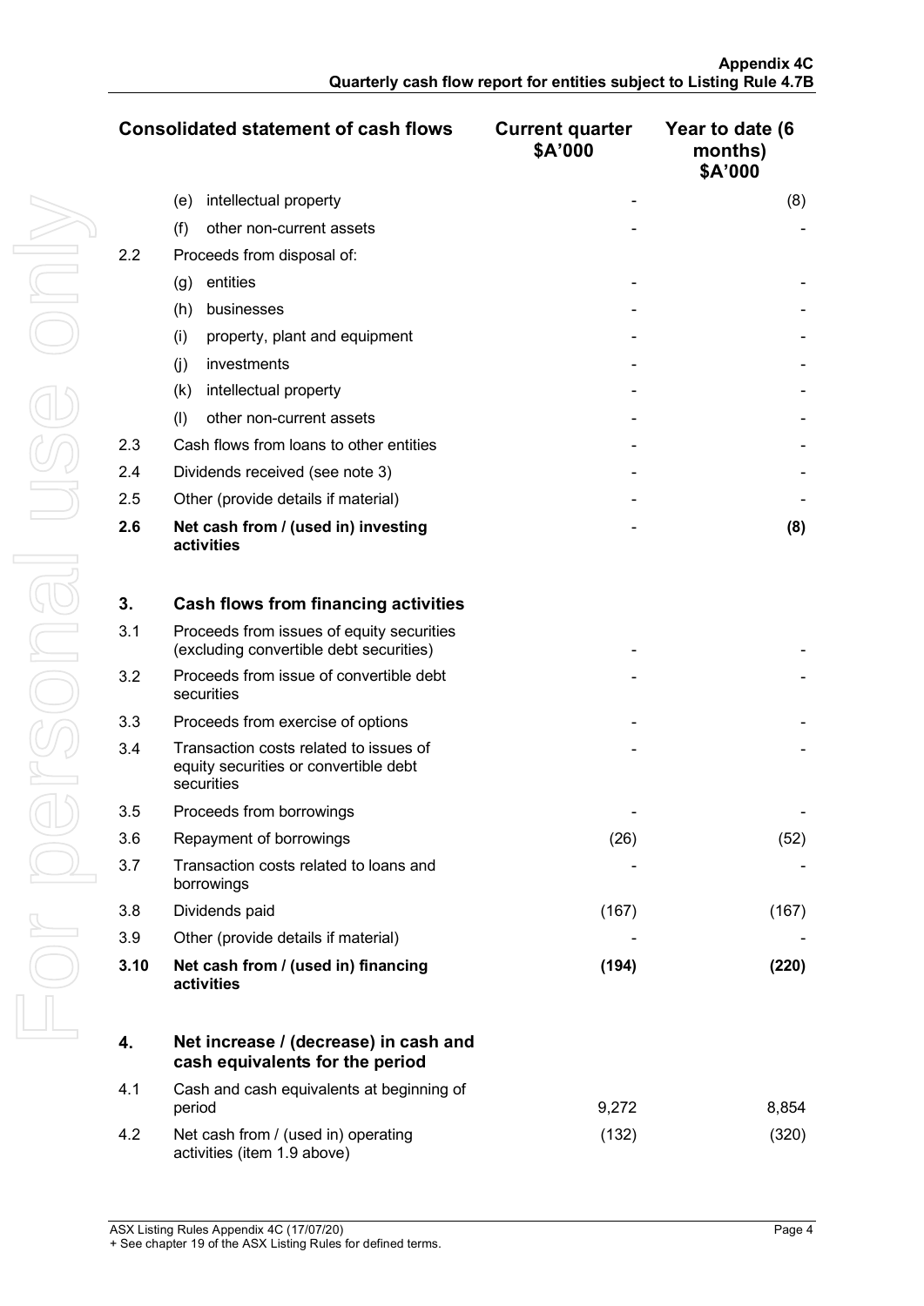| Consolidated statement of cash flows | | Current quarter $A'000 | Year to date (6 months) $A'000 |
|---|---|---|---|
| | (e) intellectual property | - | (8) |
| | (f) other non-current assets | - | - |
| 2.2 | Proceeds from disposal of: | | |
| | (g) entities | - | - |
| | (h) businesses | - | - |
| | (i) property, plant and equipment | - | - |
| | (j) investments | - | - |
| | (k) intellectual property | - | - |
| | (l) other non-current assets | - | - |
| 2.3 | Cash flows from loans to other entities | - | - |
| 2.4 | Dividends received (see note 3) | - | - |
| 2.5 | Other (provide details if material) | - | - |
| **2.6** | **Net cash from / (used in) investing activities** | - | **(8)** |
| | | | |
| **3.** | **Cash flows from financing activities** | | |
| 3.1 | Proceeds from issues of equity securities (excluding convertible debt securities) | - | - |
| 3.2 | Proceeds from issue of convertible debt securities | - | - |
| 3.3 | Proceeds from exercise of options | - | - |
| 3.4 | Transaction costs related to issues of equity securities or convertible debt securities | - | - |
| 3.5 | Proceeds from borrowings | - | - |
| 3.6 | Repayment of borrowings | (26) | (52) |
| 3.7 | Transaction costs related to loans and borrowings | - | - |
| 3.8 | Dividends paid | (167) | (167) |
| 3.9 | Other (provide details if material) | - | - |
| **3.10** | **Net cash from / (used in) financing activities** | **(194)** | **(220)** |
| | | | |
| **4.** | **Net increase / (decrease) in cash and cash equivalents for the period** | | |
| 4.1 | Cash and cash equivalents at beginning of period | 9,272 | 8,854 |
| 4.2 | Net cash from / (used in) operating activities (item 1.9 above) | (132) | (320) |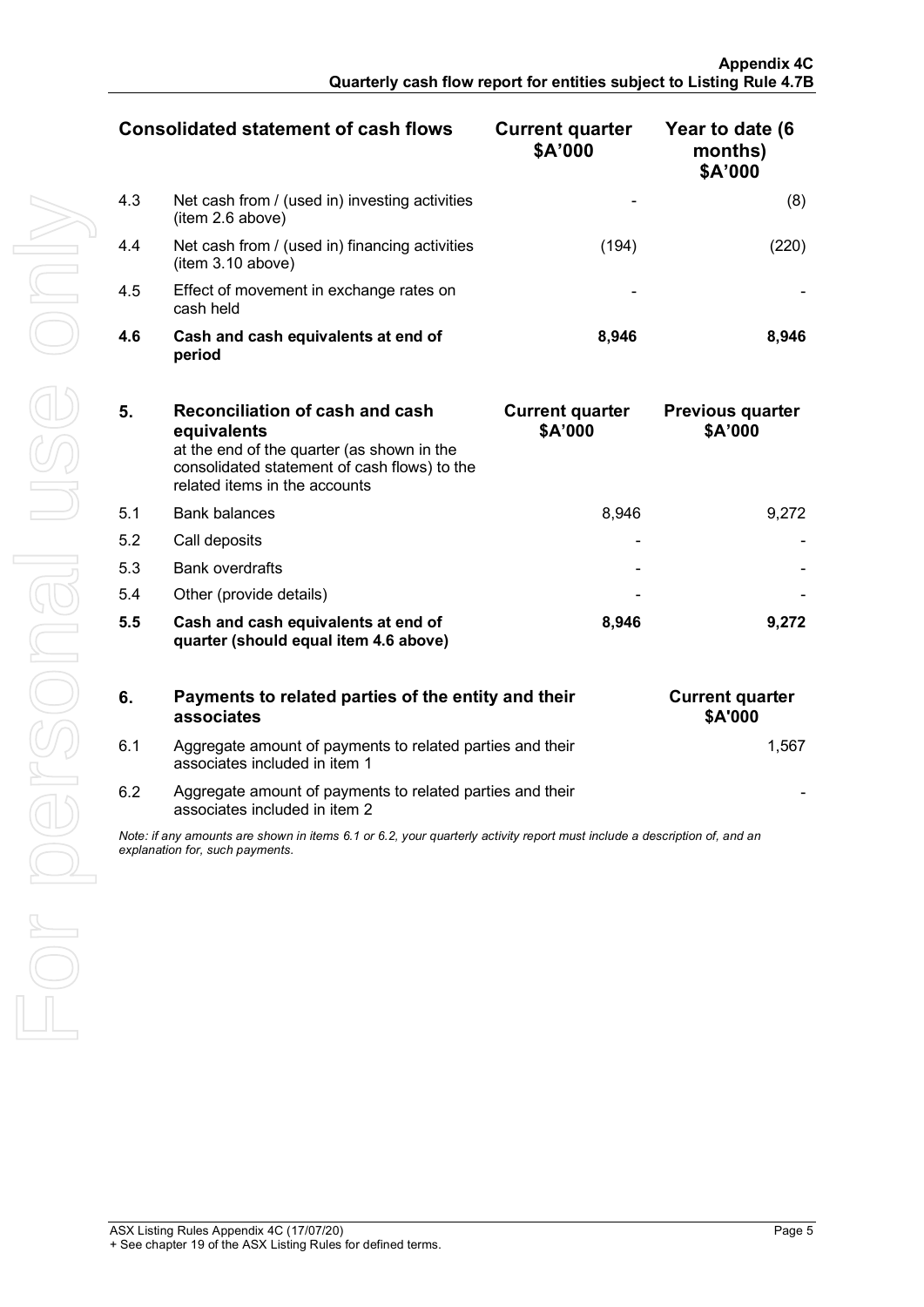| | Consolidated statement of cash flows | Current quarter $A'000 | Year to date (6 months) $A'000 |
|---|---|---|---|
| 4.3 | Net cash from / (used in) investing activities (item 2.6 above) | - | (8) |
| 4.4 | Net cash from / (used in) financing activities (item 3.10 above) | (194) | (220) |
| 4.5 | Effect of movement in exchange rates on cash held | - | - |
| **4.6** | **Cash and cash equivalents at end of period** | **8,946** | **8,946** |

| 5. | Reconciliation of cash and cash equivalents at the end of the quarter (as shown in the consolidated statement of cash flows) to the related items in the accounts | Current quarter $A'000 | Previous quarter $A'000 |
|---|---|---|---|
| 5.1 | Bank balances | 8,946 | 9,272 |
| 5.2 | Call deposits | - | - |
| 5.3 | Bank overdrafts | - | - |
| 5.4 | Other (provide details) | - | - |
| **5.5** | **Cash and cash equivalents at end of quarter (should equal item 4.6 above)** | **8,946** | **9,272** |

| 6. | Payments to related parties of the entity and their associates | Current quarter $A'000 |
|---|---|---|
| 6.1 | Aggregate amount of payments to related parties and their associates included in item 1 | 1,567 |
| 6.2 | Aggregate amount of payments to related parties and their associates included in item 2 | - |

*Note: if any amounts are shown in items 6.1 or 6.2, your quarterly activity report must include a description of, and an explanation for, such payments.*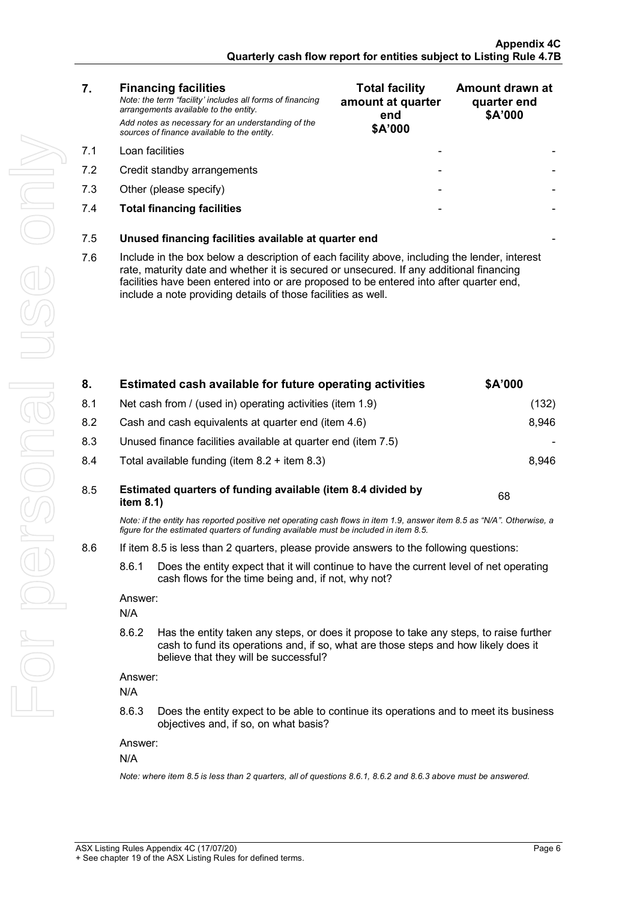| 7. | **Financing facilities** *Note: the term "facility' includes all forms of financing arrangements available to the entity.* *Add notes as necessary for an understanding of the sources of finance available to the entity.* | **Total facility amount at quarter end $A'000** | **Amount drawn at quarter end $A'000** |
|---|---|---|---|
| 7.1 | Loan facilities | - | - |
| 7.2 | Credit standby arrangements | - | - |
| 7.3 | Other (please specify) | - | - |
| 7.4 | **Total financing facilities** | - | - |

| | | |
|---|---|---|
| 7.5 | **Unused financing facilities available at quarter end** | - |

7.6 Include in the box below a description of each facility above, including the lender, interest rate, maturity date and whether it is secured or unsecured. If any additional financing facilities have been entered into or are proposed to be entered into after quarter end, include a note providing details of those facilities as well.

| 8. | **Estimated cash available for future operating activities** | **$A'000** |
|---|---|---|
| 8.1 | Net cash from / (used in) operating activities (item 1.9) | (132) |
| 8.2 | Cash and cash equivalents at quarter end (item 4.6) | 8,946 |
| 8.3 | Unused finance facilities available at quarter end (item 7.5) | - |
| 8.4 | Total available funding (item 8.2 + item 8.3) | 8,946 |
| 8.5 | **Estimated quarters of funding available (item 8.4 divided by item 8.1)** | 68 |

*Note: if the entity has reported positive net operating cash flows in item 1.9, answer item 8.5 as "N/A". Otherwise, a figure for the estimated quarters of funding available must be included in item 8.5.*

8.6 If item 8.5 is less than 2 quarters, please provide answers to the following questions:

8.6.1 Does the entity expect that it will continue to have the current level of net operating cash flows for the time being and, if not, why not?

Answer:
N/A

8.6.2 Has the entity taken any steps, or does it propose to take any steps, to raise further cash to fund its operations and, if so, what are those steps and how likely does it believe that they will be successful?

Answer:
N/A

8.6.3 Does the entity expect to be able to continue its operations and to meet its business objectives and, if so, on what basis?

Answer:
N/A

*Note: where item 8.5 is less than 2 quarters, all of questions 8.6.1, 8.6.2 and 8.6.3 above must be answered.*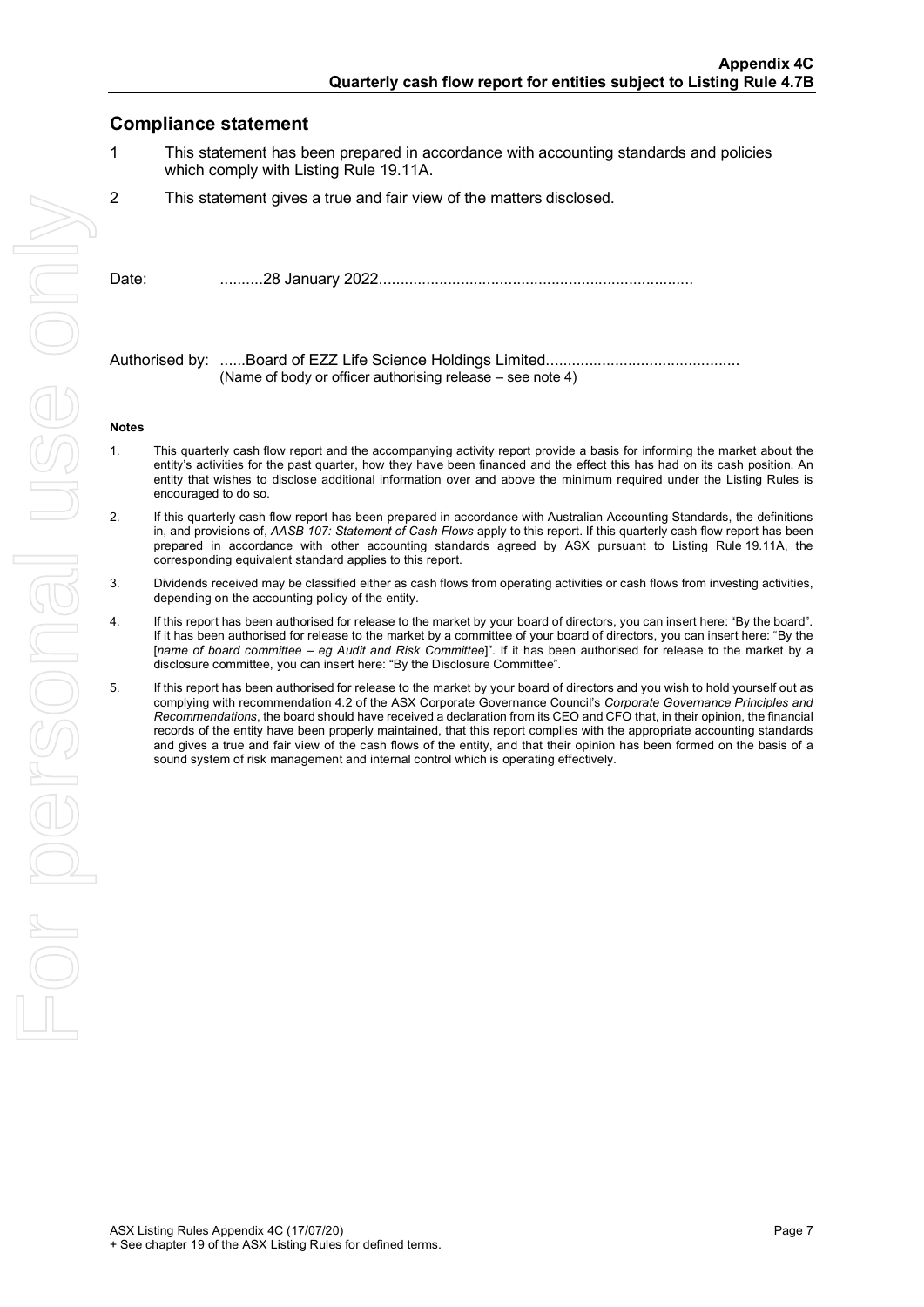## Compliance statement

1. This statement has been prepared in accordance with accounting standards and policies which comply with Listing Rule 19.11A.
2. This statement gives a true and fair view of the matters disclosed.

Date: ..........28 January 2022........................................................................

Authorised by: ......Board of EZZ Life Science Holdings Limited............................................
(Name of body or officer authorising release – see note 4)

**Notes**

1. This quarterly cash flow report and the accompanying activity report provide a basis for informing the market about the entity's activities for the past quarter, how they have been financed and the effect this has had on its cash position. An entity that wishes to disclose additional information over and above the minimum required under the Listing Rules is encouraged to do so.
2. If this quarterly cash flow report has been prepared in accordance with Australian Accounting Standards, the definitions in, and provisions of, *AASB 107: Statement of Cash Flows* apply to this report. If this quarterly cash flow report has been prepared in accordance with other accounting standards agreed by ASX pursuant to Listing Rule 19.11A, the corresponding equivalent standard applies to this report.
3. Dividends received may be classified either as cash flows from operating activities or cash flows from investing activities, depending on the accounting policy of the entity.
4. If this report has been authorised for release to the market by your board of directors, you can insert here: "By the board". If it has been authorised for release to the market by a committee of your board of directors, you can insert here: "By the [*name of board committee – eg Audit and Risk Committee*]". If it has been authorised for release to the market by a disclosure committee, you can insert here: "By the Disclosure Committee".
5. If this report has been authorised for release to the market by your board of directors and you wish to hold yourself out as complying with recommendation 4.2 of the ASX Corporate Governance Council's *Corporate Governance Principles and Recommendations*, the board should have received a declaration from its CEO and CFO that, in their opinion, the financial records of the entity have been properly maintained, that this report complies with the appropriate accounting standards and gives a true and fair view of the cash flows of the entity, and that their opinion has been formed on the basis of a sound system of risk management and internal control which is operating effectively.